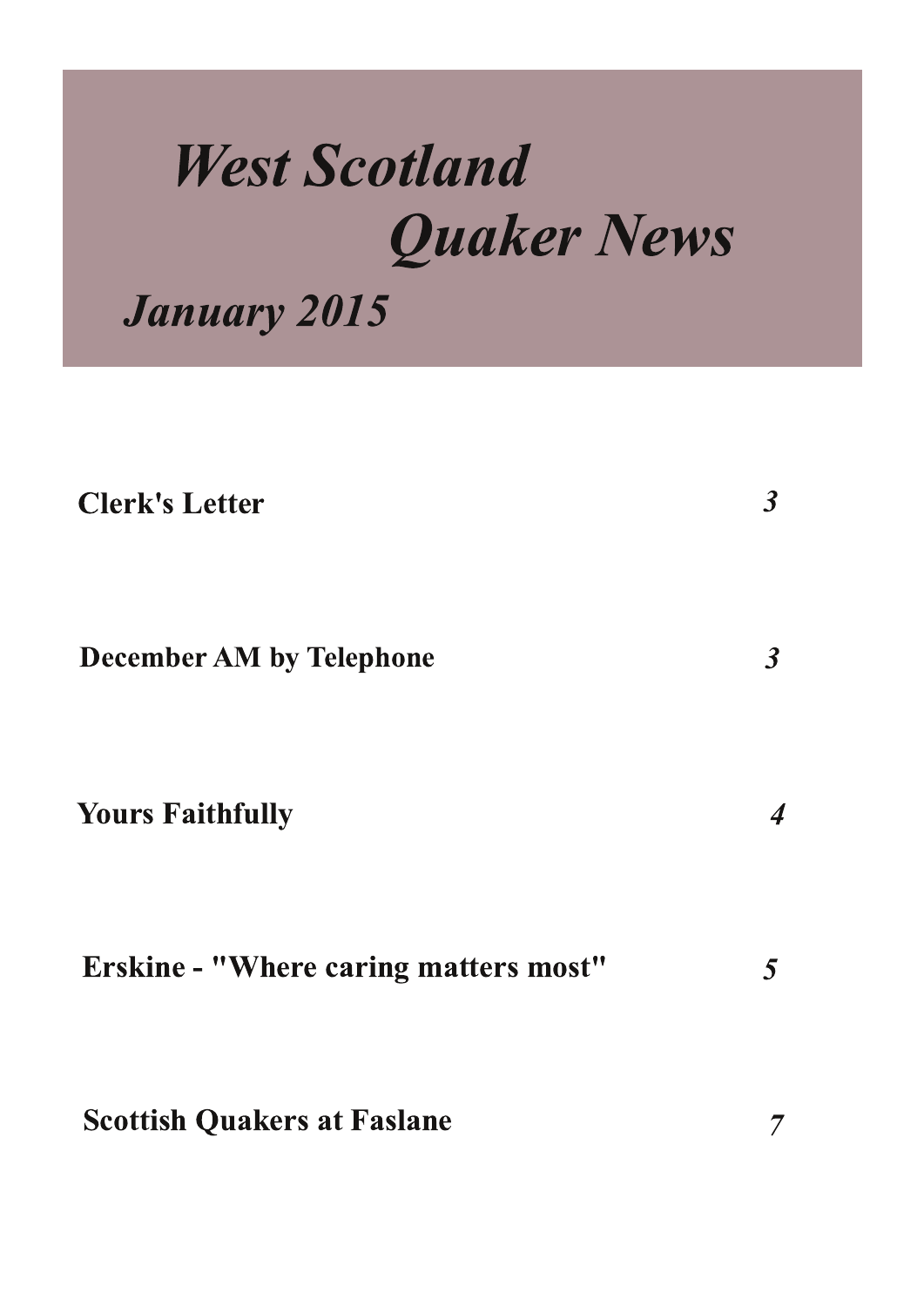# *West Scotland Quaker News*

## *January 2015*

| | |
|---|---|
| **Clerk's Letter** | *3* |
| **December AM by Telephone** | *3* |
| **Yours Faithfully** | *4* |
| **Erskine - "Where caring matters most"** | *5* |
| **Scottish Quakers at Faslane** | *7* |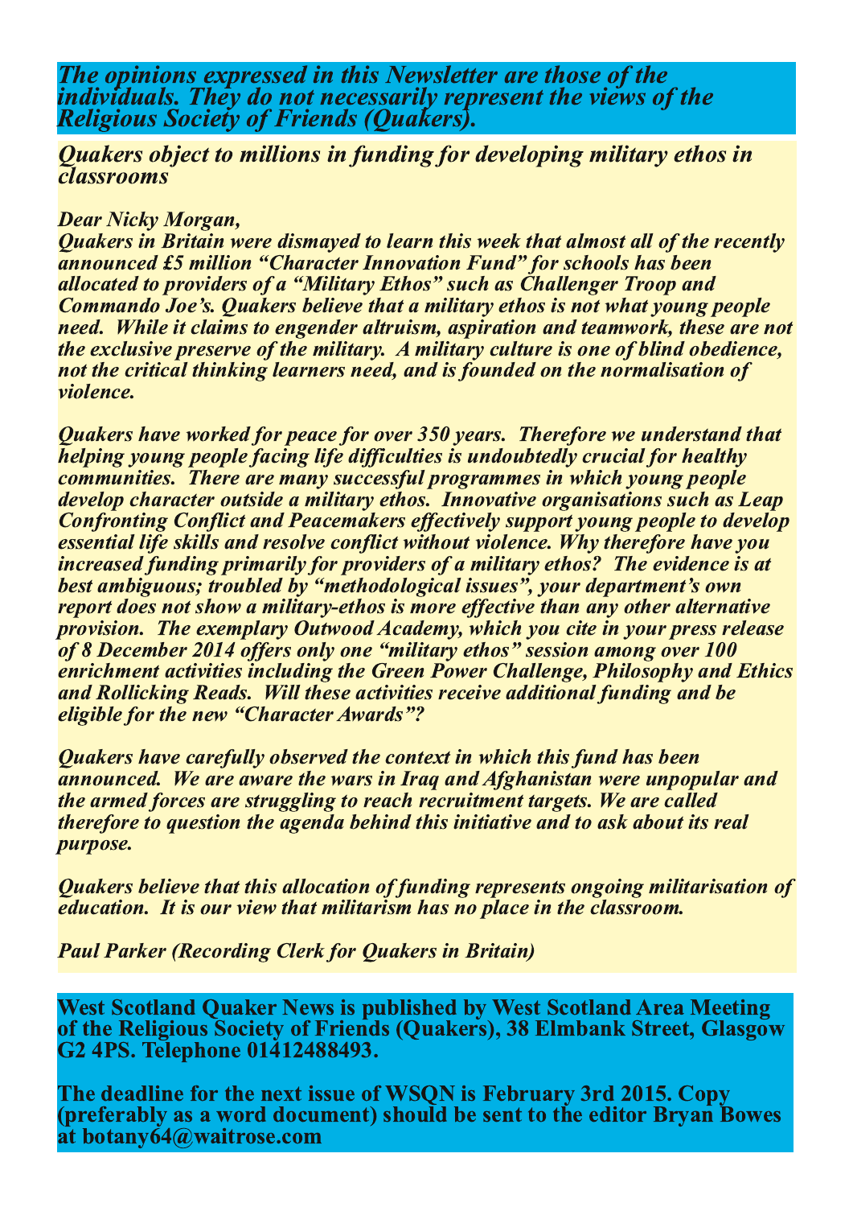*The opinions expressed in this Newsletter are those of the individuals. They do not necessarily represent the views of the Religious Society of Friends (Quakers).*

## *Quakers object to millions in funding for developing military ethos in classrooms*

*Dear Nicky Morgan,*

*Quakers in Britain were dismayed to learn this week that almost all of the recently announced £5 million "Character Innovation Fund" for schools has been allocated to providers of a "Military Ethos" such as Challenger Troop and Commando Joe's. Quakers believe that a military ethos is not what young people need. While it claims to engender altruism, aspiration and teamwork, these are not the exclusive preserve of the military. A military culture is one of blind obedience, not the critical thinking learners need, and is founded on the normalisation of violence.*

*Quakers have worked for peace for over 350 years. Therefore we understand that helping young people facing life difficulties is undoubtedly crucial for healthy communities. There are many successful programmes in which young people develop character outside a military ethos. Innovative organisations such as Leap Confronting Conflict and Peacemakers effectively support young people to develop essential life skills and resolve conflict without violence. Why therefore have you increased funding primarily for providers of a military ethos? The evidence is at best ambiguous; troubled by "methodological issues", your department's own report does not show a military-ethos is more effective than any other alternative provision. The exemplary Outwood Academy, which you cite in your press release of 8 December 2014 offers only one "military ethos" session among over 100 enrichment activities including the Green Power Challenge, Philosophy and Ethics and Rollicking Reads. Will these activities receive additional funding and be eligible for the new "Character Awards"?*

*Quakers have carefully observed the context in which this fund has been announced. We are aware the wars in Iraq and Afghanistan were unpopular and the armed forces are struggling to reach recruitment targets. We are called therefore to question the agenda behind this initiative and to ask about its real purpose.*

*Quakers believe that this allocation of funding represents ongoing militarisation of education. It is our view that militarism has no place in the classroom.*

*Paul Parker (Recording Clerk for Quakers in Britain)*

**West Scotland Quaker News is published by West Scotland Area Meeting of the Religious Society of Friends (Quakers), 38 Elmbank Street, Glasgow G2 4PS. Telephone 01412488493.**

**The deadline for the next issue of WSQN is February 3rd 2015. Copy (preferably as a word document) should be sent to the editor Bryan Bowes at botany64@waitrose.com**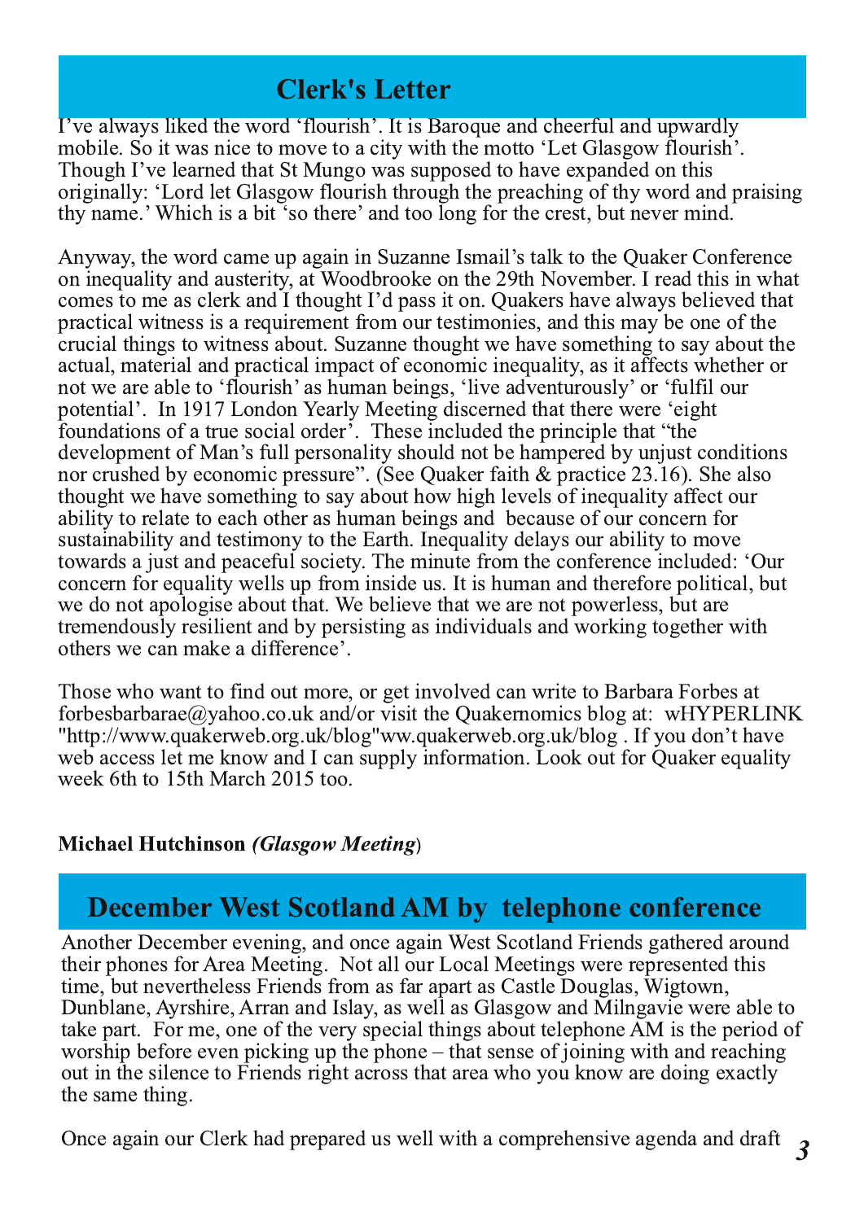## Clerk's Letter

I've always liked the word 'flourish'. It is Baroque and cheerful and upwardly mobile. So it was nice to move to a city with the motto 'Let Glasgow flourish'. Though I've learned that St Mungo was supposed to have expanded on this originally: 'Lord let Glasgow flourish through the preaching of thy word and praising thy name.' Which is a bit 'so there' and too long for the crest, but never mind.

Anyway, the word came up again in Suzanne Ismail's talk to the Quaker Conference on inequality and austerity, at Woodbrooke on the 29th November. I read this in what comes to me as clerk and I thought I'd pass it on. Quakers have always believed that practical witness is a requirement from our testimonies, and this may be one of the crucial things to witness about. Suzanne thought we have something to say about the actual, material and practical impact of economic inequality, as it affects whether or not we are able to 'flourish' as human beings, 'live adventurously' or 'fulfil our potential'. In 1917 London Yearly Meeting discerned that there were 'eight foundations of a true social order'. These included the principle that "the development of Man's full personality should not be hampered by unjust conditions nor crushed by economic pressure". (See Quaker faith & practice 23.16). She also thought we have something to say about how high levels of inequality affect our ability to relate to each other as human beings and because of our concern for sustainability and testimony to the Earth. Inequality delays our ability to move towards a just and peaceful society. The minute from the conference included: 'Our concern for equality wells up from inside us. It is human and therefore political, but we do not apologise about that. We believe that we are not powerless, but are tremendously resilient and by persisting as individuals and working together with others we can make a difference'.

Those who want to find out more, or get involved can write to Barbara Forbes at forbesbarbarae@yahoo.co.uk and/or visit the Quakernomics blog at: wHYPERLINK "http://www.quakerweb.org.uk/blog"ww.quakerweb.org.uk/blog . If you don't have web access let me know and I can supply information. Look out for Quaker equality week 6th to 15th March 2015 too.

**Michael Hutchinson** ***(Glasgow Meeting***)

## December West Scotland AM by telephone conference

Another December evening, and once again West Scotland Friends gathered around their phones for Area Meeting. Not all our Local Meetings were represented this time, but nevertheless Friends from as far apart as Castle Douglas, Wigtown, Dunblane, Ayrshire, Arran and Islay, as well as Glasgow and Milngavie were able to take part. For me, one of the very special things about telephone AM is the period of worship before even picking up the phone – that sense of joining with and reaching out in the silence to Friends right across that area who you know are doing exactly the same thing.

Once again our Clerk had prepared us well with a comprehensive agenda and draft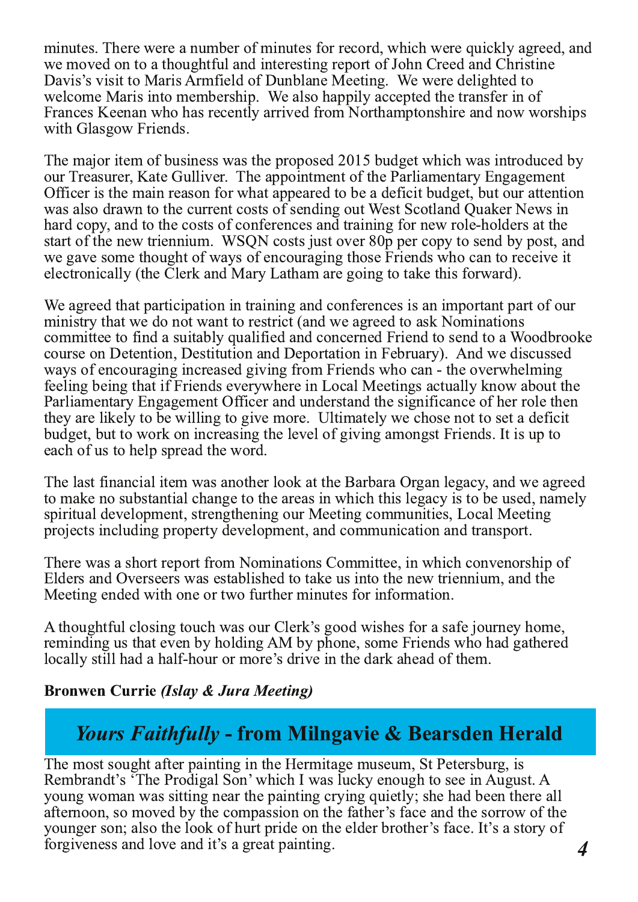minutes. There were a number of minutes for record, which were quickly agreed, and we moved on to a thoughtful and interesting report of John Creed and Christine Davis's visit to Maris Armfield of Dunblane Meeting. We were delighted to welcome Maris into membership. We also happily accepted the transfer in of Frances Keenan who has recently arrived from Northamptonshire and now worships with Glasgow Friends.

The major item of business was the proposed 2015 budget which was introduced by our Treasurer, Kate Gulliver. The appointment of the Parliamentary Engagement Officer is the main reason for what appeared to be a deficit budget, but our attention was also drawn to the current costs of sending out West Scotland Quaker News in hard copy, and to the costs of conferences and training for new role-holders at the start of the new triennium. WSQN costs just over 80p per copy to send by post, and we gave some thought of ways of encouraging those Friends who can to receive it electronically (the Clerk and Mary Latham are going to take this forward).

We agreed that participation in training and conferences is an important part of our ministry that we do not want to restrict (and we agreed to ask Nominations committee to find a suitably qualified and concerned Friend to send to a Woodbrooke course on Detention, Destitution and Deportation in February). And we discussed ways of encouraging increased giving from Friends who can - the overwhelming feeling being that if Friends everywhere in Local Meetings actually know about the Parliamentary Engagement Officer and understand the significance of her role then they are likely to be willing to give more. Ultimately we chose not to set a deficit budget, but to work on increasing the level of giving amongst Friends. It is up to each of us to help spread the word.

The last financial item was another look at the Barbara Organ legacy, and we agreed to make no substantial change to the areas in which this legacy is to be used, namely spiritual development, strengthening our Meeting communities, Local Meeting projects including property development, and communication and transport.

There was a short report from Nominations Committee, in which convenorship of Elders and Overseers was established to take us into the new triennium, and the Meeting ended with one or two further minutes for information.

A thoughtful closing touch was our Clerk's good wishes for a safe journey home, reminding us that even by holding AM by phone, some Friends who had gathered locally still had a half-hour or more's drive in the dark ahead of them.

**Bronwen Currie *(Islay & Jura Meeting)***

## *Yours Faithfully* - from Milngavie & Bearsden Herald

The most sought after painting in the Hermitage museum, St Petersburg, is Rembrandt's 'The Prodigal Son' which I was lucky enough to see in August. A young woman was sitting near the painting crying quietly; she had been there all afternoon, so moved by the compassion on the father's face and the sorrow of the younger son; also the look of hurt pride on the elder brother's face. It's a story of forgiveness and love and it's a great painting.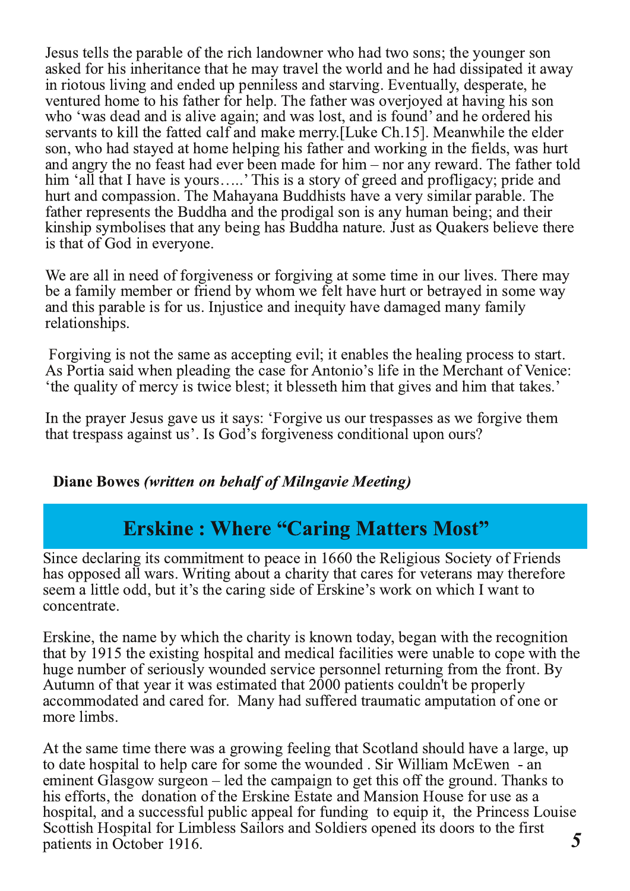Jesus tells the parable of the rich landowner who had two sons; the younger son asked for his inheritance that he may travel the world and he had dissipated it away in riotous living and ended up penniless and starving. Eventually, desperate, he ventured home to his father for help. The father was overjoyed at having his son who 'was dead and is alive again; and was lost, and is found' and he ordered his servants to kill the fatted calf and make merry.[Luke Ch.15]. Meanwhile the elder son, who had stayed at home helping his father and working in the fields, was hurt and angry the no feast had ever been made for him – nor any reward. The father told him 'all that I have is yours…..' This is a story of greed and profligacy; pride and hurt and compassion. The Mahayana Buddhists have a very similar parable. The father represents the Buddha and the prodigal son is any human being; and their kinship symbolises that any being has Buddha nature. Just as Quakers believe there is that of God in everyone.

We are all in need of forgiveness or forgiving at some time in our lives. There may be a family member or friend by whom we felt have hurt or betrayed in some way and this parable is for us. Injustice and inequity have damaged many family relationships.

Forgiving is not the same as accepting evil; it enables the healing process to start. As Portia said when pleading the case for Antonio's life in the Merchant of Venice: 'the quality of mercy is twice blest; it blesseth him that gives and him that takes.'

In the prayer Jesus gave us it says: 'Forgive us our trespasses as we forgive them that trespass against us'. Is God's forgiveness conditional upon ours?

**Diane Bowes** ***(written on behalf of Milngavie Meeting)***

## Erskine : Where "Caring Matters Most"

Since declaring its commitment to peace in 1660 the Religious Society of Friends has opposed all wars. Writing about a charity that cares for veterans may therefore seem a little odd, but it's the caring side of Erskine's work on which I want to concentrate.

Erskine, the name by which the charity is known today, began with the recognition that by 1915 the existing hospital and medical facilities were unable to cope with the huge number of seriously wounded service personnel returning from the front. By Autumn of that year it was estimated that 2000 patients couldn't be properly accommodated and cared for. Many had suffered traumatic amputation of one or more limbs.

At the same time there was a growing feeling that Scotland should have a large, up to date hospital to help care for some the wounded . Sir William McEwen - an eminent Glasgow surgeon – led the campaign to get this off the ground. Thanks to his efforts, the donation of the Erskine Estate and Mansion House for use as a hospital, and a successful public appeal for funding to equip it, the Princess Louise Scottish Hospital for Limbless Sailors and Soldiers opened its doors to the first patients in October 1916.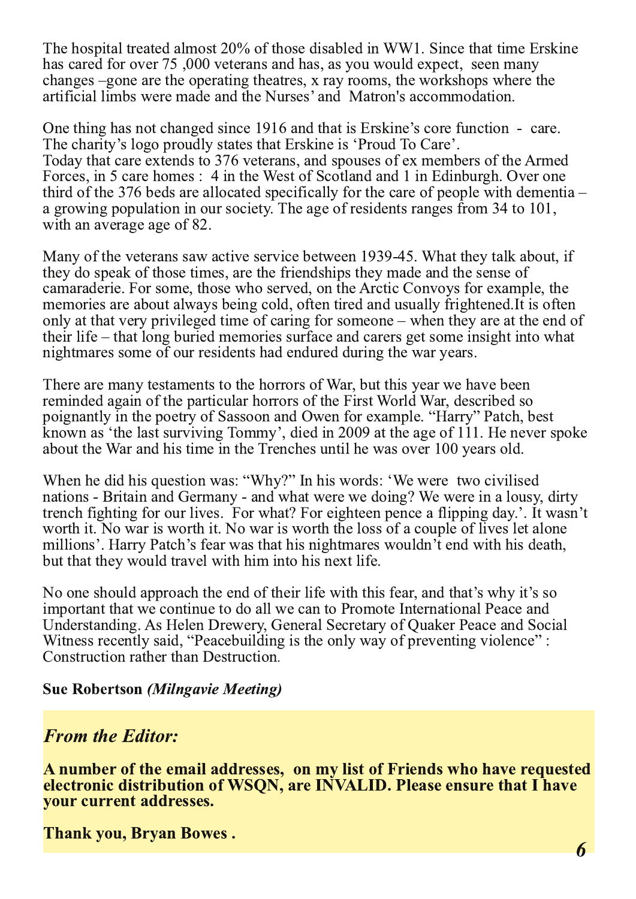The hospital treated almost 20% of those disabled in WW1. Since that time Erskine has cared for over 75 ,000 veterans and has, as you would expect, seen many changes –gone are the operating theatres, x ray rooms, the workshops where the artificial limbs were made and the Nurses' and Matron's accommodation.

One thing has not changed since 1916 and that is Erskine's core function - care. The charity's logo proudly states that Erskine is 'Proud To Care'.
Today that care extends to 376 veterans, and spouses of ex members of the Armed Forces, in 5 care homes : 4 in the West of Scotland and 1 in Edinburgh. Over one third of the 376 beds are allocated specifically for the care of people with dementia – a growing population in our society. The age of residents ranges from 34 to 101, with an average age of 82.

Many of the veterans saw active service between 1939-45. What they talk about, if they do speak of those times, are the friendships they made and the sense of camaraderie. For some, those who served, on the Arctic Convoys for example, the memories are about always being cold, often tired and usually frightened.It is often only at that very privileged time of caring for someone – when they are at the end of their life – that long buried memories surface and carers get some insight into what nightmares some of our residents had endured during the war years.

There are many testaments to the horrors of War, but this year we have been reminded again of the particular horrors of the First World War, described so poignantly in the poetry of Sassoon and Owen for example. "Harry" Patch, best known as 'the last surviving Tommy', died in 2009 at the age of 111. He never spoke about the War and his time in the Trenches until he was over 100 years old.

When he did his question was: "Why?" In his words: 'We were two civilised nations - Britain and Germany - and what were we doing? We were in a lousy, dirty trench fighting for our lives. For what? For eighteen pence a flipping day.'. It wasn't worth it. No war is worth it. No war is worth the loss of a couple of lives let alone millions'. Harry Patch's fear was that his nightmares wouldn't end with his death, but that they would travel with him into his next life.

No one should approach the end of their life with this fear, and that's why it's so important that we continue to do all we can to Promote International Peace and Understanding. As Helen Drewery, General Secretary of Quaker Peace and Social Witness recently said, "Peacebuilding is the only way of preventing violence" : Construction rather than Destruction.

**Sue Robertson** ***(Milngavie Meeting)***

### *From the Editor:*

**A number of the email addresses, on my list of Friends who have requested electronic distribution of WSQN, are INVALID. Please ensure that I have your current addresses.**

**Thank you, Bryan Bowes .**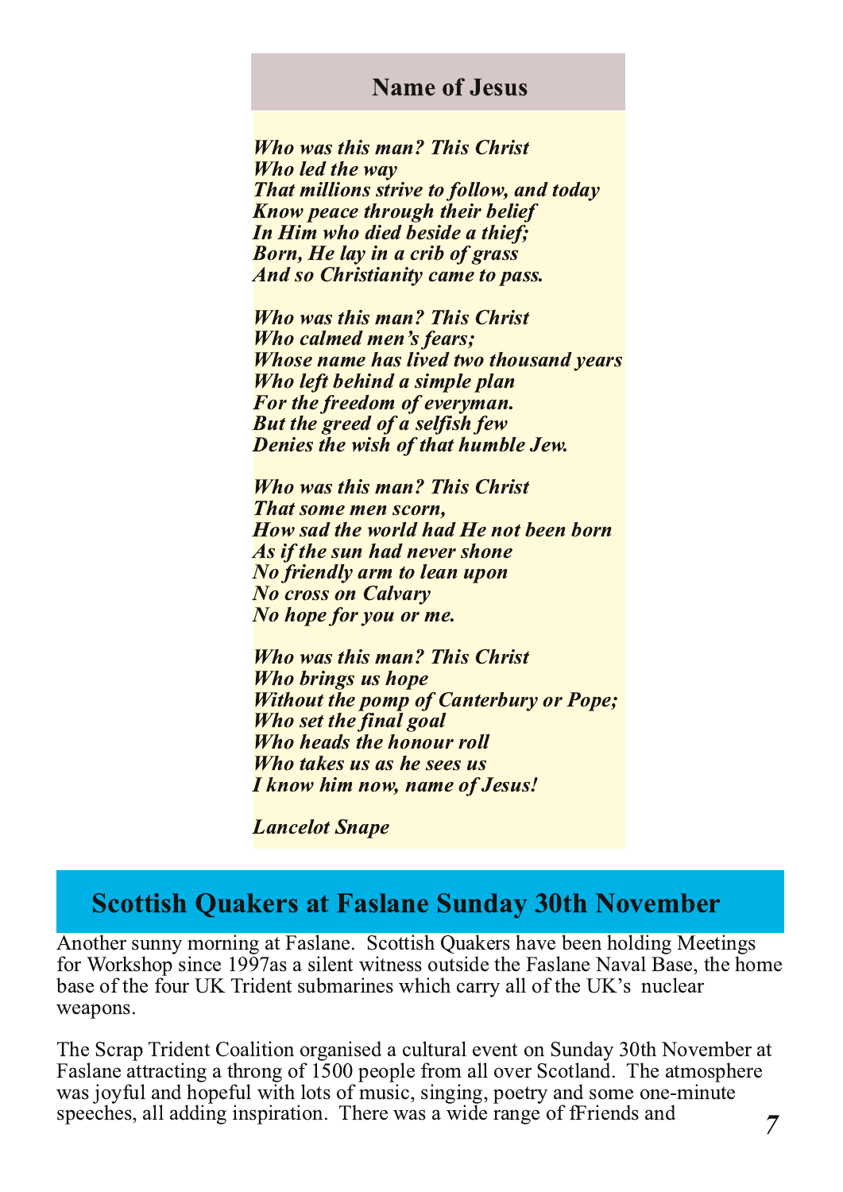## Name of Jesus

*Who was this man? This Christ*
*Who led the way*
*That millions strive to follow, and today*
*Know peace through their belief*
*In Him who died beside a thief;*
*Born, He lay in a crib of grass*
*And so Christianity came to pass.*

*Who was this man? This Christ*
*Who calmed men's fears;*
*Whose name has lived two thousand years*
*Who left behind a simple plan*
*For the freedom of everyman.*
*But the greed of a selfish few*
*Denies the wish of that humble Jew.*

*Who was this man? This Christ*
*That some men scorn,*
*How sad the world had He not been born*
*As if the sun had never shone*
*No friendly arm to lean upon*
*No cross on Calvary*
*No hope for you or me.*

*Who was this man? This Christ*
*Who brings us hope*
*Without the pomp of Canterbury or Pope;*
*Who set the final goal*
*Who heads the honour roll*
*Who takes us as he sees us*
*I know him now, name of Jesus!*

*Lancelot Snape*

## Scottish Quakers at Faslane Sunday 30th November

Another sunny morning at Faslane. Scottish Quakers have been holding Meetings for Workshop since 1997as a silent witness outside the Faslane Naval Base, the home base of the four UK Trident submarines which carry all of the UK's nuclear weapons.

The Scrap Trident Coalition organised a cultural event on Sunday 30th November at Faslane attracting a throng of 1500 people from all over Scotland. The atmosphere was joyful and hopeful with lots of music, singing, poetry and some one-minute speeches, all adding inspiration. There was a wide range of fFriends and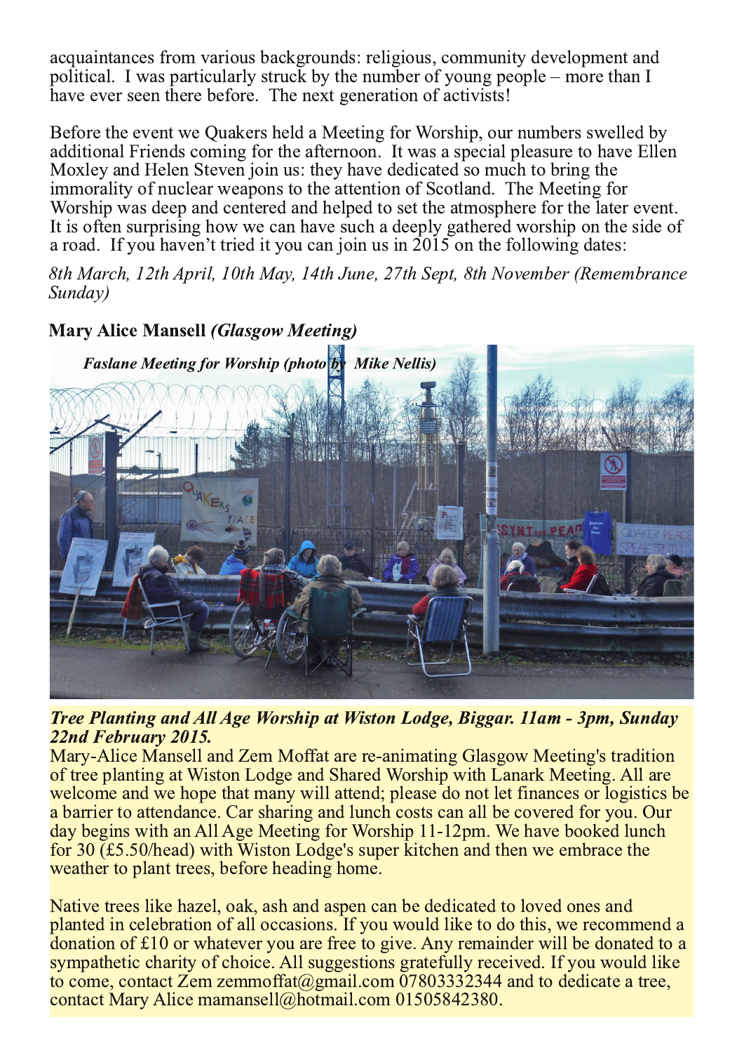acquaintances from various backgrounds: religious, community development and political. I was particularly struck by the number of young people – more than I have ever seen there before. The next generation of activists!

Before the event we Quakers held a Meeting for Worship, our numbers swelled by additional Friends coming for the afternoon. It was a special pleasure to have Ellen Moxley and Helen Steven join us: they have dedicated so much to bring the immorality of nuclear weapons to the attention of Scotland. The Meeting for Worship was deep and centered and helped to set the atmosphere for the later event. It is often surprising how we can have such a deeply gathered worship on the side of a road. If you haven't tried it you can join us in 2015 on the following dates:

*8th March, 12th April, 10th May, 14th June, 27th Sept, 8th November (Remembrance Sunday)*

**Mary Alice Mansell *(Glasgow Meeting)***

***Faslane Meeting for Worship (photo by Mike Nellis)***

***Tree Planting and All Age Worship at Wiston Lodge, Biggar. 11am - 3pm, Sunday 22nd February 2015.***

Mary-Alice Mansell and Zem Moffat are re-animating Glasgow Meeting's tradition of tree planting at Wiston Lodge and Shared Worship with Lanark Meeting. All are welcome and we hope that many will attend; please do not let finances or logistics be a barrier to attendance. Car sharing and lunch costs can all be covered for you. Our day begins with an All Age Meeting for Worship 11-12pm. We have booked lunch for 30 (£5.50/head) with Wiston Lodge's super kitchen and then we embrace the weather to plant trees, before heading home.

Native trees like hazel, oak, ash and aspen can be dedicated to loved ones and planted in celebration of all occasions. If you would like to do this, we recommend a donation of £10 or whatever you are free to give. Any remainder will be donated to a sympathetic charity of choice. All suggestions gratefully received. If you would like to come, contact Zem zemmoffat@gmail.com 07803332344 and to dedicate a tree, contact Mary Alice mamansell@hotmail.com 01505842380.